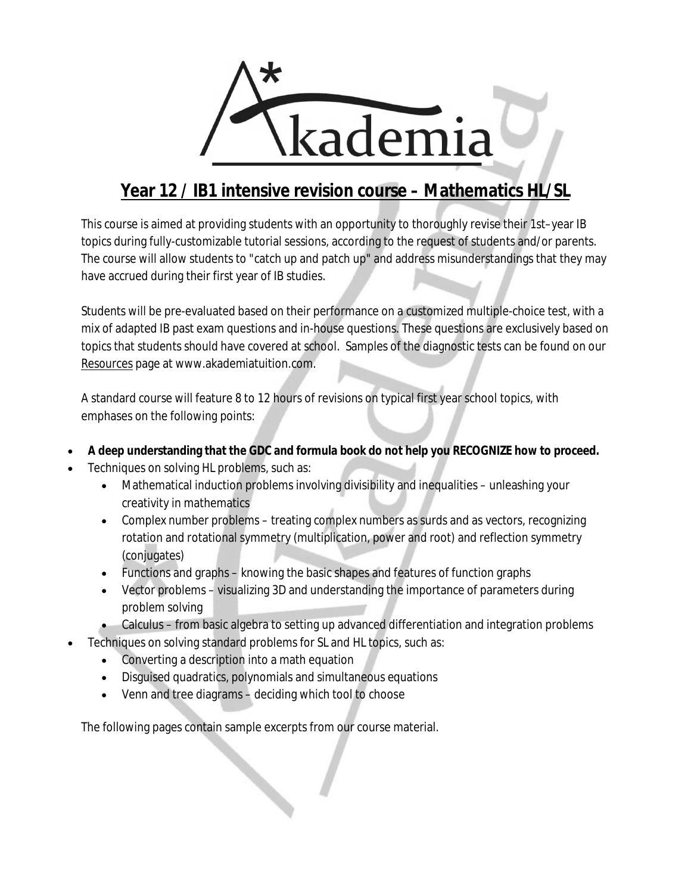# A* kademia

## Year 12 / IB1 intensive revision course – Mathematics HL/SL

This course is aimed at providing students with an opportunity to thoroughly revise their 1st–year IB topics during fully-customizable tutorial sessions, according to the request of students and/or parents. The course will allow students to "catch up and patch up" and address misunderstandings that they may have accrued during their first year of IB studies.

Students will be pre-evaluated based on their performance on a customized multiple-choice test, with a mix of adapted IB past exam questions and in-house questions. These questions are exclusively based on topics that students should have covered at school. Samples of the diagnostic tests can be found on our Resources page at www.akademiatuition.com.

A standard course will feature 8 to 12 hours of revisions on typical first year school topics, with emphases on the following points:

- **A deep understanding that the GDC and formula book do not help you RECOGNIZE how to proceed.**
- Techniques on solving HL problems, such as:
  - Mathematical induction problems involving divisibility and inequalities – unleashing your creativity in mathematics
  - Complex number problems – treating complex numbers as surds and as vectors, recognizing rotation and rotational symmetry (multiplication, power and root) and reflection symmetry (conjugates)
  - Functions and graphs – knowing the basic shapes and features of function graphs
  - Vector problems – visualizing 3D and understanding the importance of parameters during problem solving
  - Calculus – from basic algebra to setting up advanced differentiation and integration problems
- Techniques on solving standard problems for SL and HL topics, such as:
  - Converting a description into a math equation
  - Disguised quadratics, polynomials and simultaneous equations
  - Venn and tree diagrams – deciding which tool to choose

The following pages contain sample excerpts from our course material.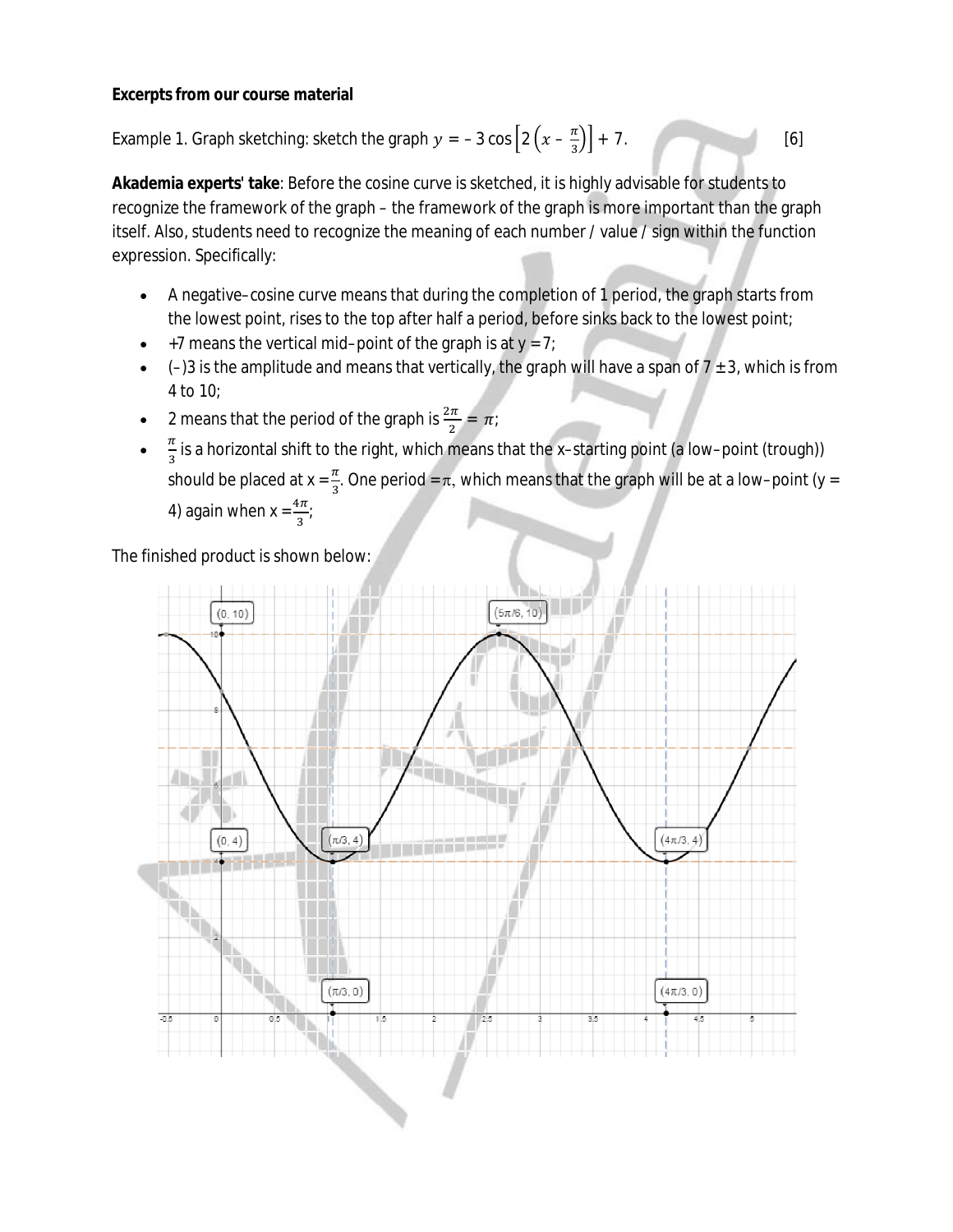**Excerpts from our course material**

Example 1. Graph sketching: sketch the graph $y = -3\cos\left[2\left(x - \frac{\pi}{3}\right)\right] + 7$. [6]

**Akademia experts' take**: Before the cosine curve is sketched, it is highly advisable for students to recognize the framework of the graph – the framework of the graph is more important than the graph itself. Also, students need to recognize the meaning of each number / value / sign within the function expression. Specifically:

- A negative–cosine curve means that during the completion of 1 period, the graph starts from the lowest point, rises to the top after half a period, before sinks back to the lowest point;
- +7 means the vertical mid–point of the graph is at $y = 7$;
- (–)3 is the amplitude and means that vertically, the graph will have a span of $7 \pm 3$, which is from 4 to 10;
- 2 means that the period of the graph is $\frac{2\pi}{2} = \pi$;
- $\frac{\pi}{3}$ is a horizontal shift to the right, which means that the x–starting point (a low–point (trough)) should be placed at $x = \frac{\pi}{3}$. One period $= \pi$, which means that the graph will be at a low–point ($y = 4$) again when $x = \frac{4\pi}{3}$;

The finished product is shown below: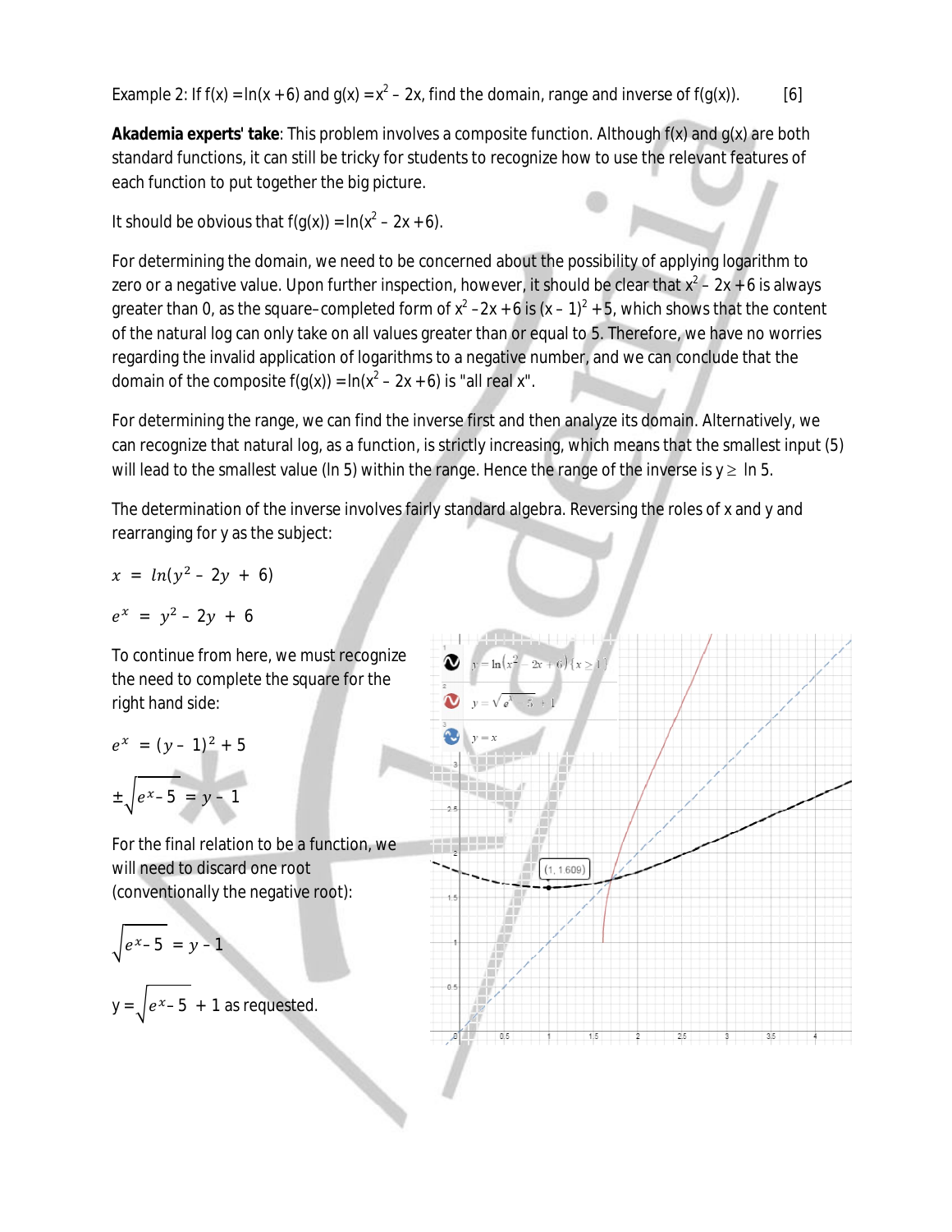Example 2: If $f(x) = \ln(x + 6)$ and $g(x) = x^2 - 2x$, find the domain, range and inverse of $f(g(x))$. [6]

**Akademia experts' take**: This problem involves a composite function. Although f(x) and g(x) are both standard functions, it can still be tricky for students to recognize how to use the relevant features of each function to put together the big picture.

It should be obvious that $f(g(x)) = \ln(x^2 - 2x + 6)$.

For determining the domain, we need to be concerned about the possibility of applying logarithm to zero or a negative value. Upon further inspection, however, it should be clear that $x^2 - 2x + 6$ is always greater than 0, as the square–completed form of $x^2 - 2x + 6$ is $(x - 1)^2 + 5$, which shows that the content of the natural log can only take on all values greater than or equal to 5. Therefore, we have no worries regarding the invalid application of logarithms to a negative number, and we can conclude that the domain of the composite $f(g(x)) = \ln(x^2 - 2x + 6)$ is "all real x".

For determining the range, we can find the inverse first and then analyze its domain. Alternatively, we can recognize that natural log, as a function, is strictly increasing, which means that the smallest input (5) will lead to the smallest value (ln 5) within the range. Hence the range of the inverse is $y \geq \ln 5$.

The determination of the inverse involves fairly standard algebra. Reversing the roles of x and y and rearranging for y as the subject:

$$x = \ln(y^2 - 2y + 6)$$

$$e^x = y^2 - 2y + 6$$

To continue from here, we must recognize the need to complete the square for the right hand side:

$$e^x = (y - 1)^2 + 5$$

$$\pm\sqrt{e^x - 5} = y - 1$$

For the final relation to be a function, we will need to discard one root (conventionally the negative root):

$$\sqrt{e^x - 5} = y - 1$$

$y = \sqrt{e^x - 5} + 1$ as requested.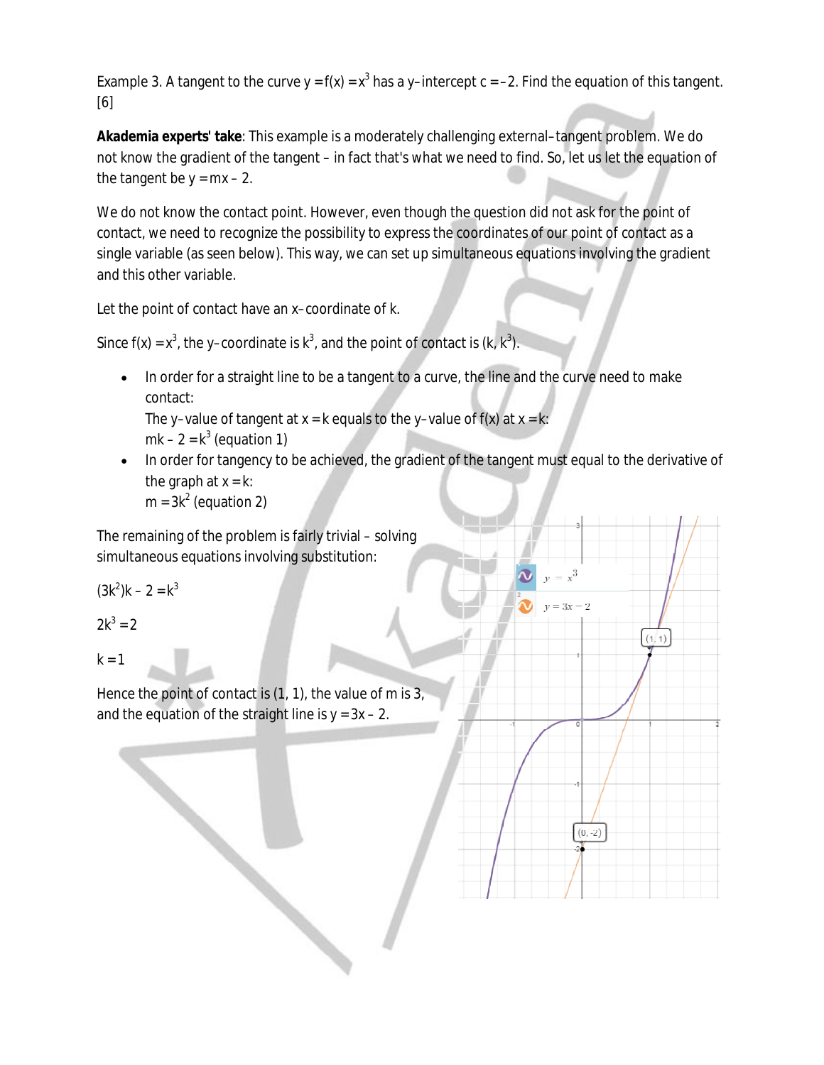Example 3. A tangent to the curve $y = f(x) = x^3$ has a y–intercept $c = –2$. Find the equation of this tangent. [6]

**Akademia experts' take**: This example is a moderately challenging external–tangent problem. We do not know the gradient of the tangent – in fact that's what we need to find. So, let us let the equation of the tangent be $y = mx – 2$.

We do not know the contact point. However, even though the question did not ask for the point of contact, we need to recognize the possibility to express the coordinates of our point of contact as a single variable (as seen below). This way, we can set up simultaneous equations involving the gradient and this other variable.

Let the point of contact have an x–coordinate of $k$.

Since $f(x) = x^3$, the y–coordinate is $k^3$, and the point of contact is $(k, k^3)$.

- In order for a straight line to be a tangent to a curve, the line and the curve need to make contact:
  The y–value of tangent at $x = k$ equals to the y–value of $f(x)$ at $x = k$:
  $mk – 2 = k^3$ (equation 1)
- In order for tangency to be achieved, the gradient of the tangent must equal to the derivative of the graph at $x = k$:
  $m = 3k^2$ (equation 2)

The remaining of the problem is fairly trivial – solving simultaneous equations involving substitution:

$(3k^2)k – 2 = k^3$

$2k^3 = 2$

$k = 1$

Hence the point of contact is (1, 1), the value of m is 3, and the equation of the straight line is $y = 3x – 2$.

$y = x^3$

$y = 3x - 2$

(1, 1)

(0, -2)